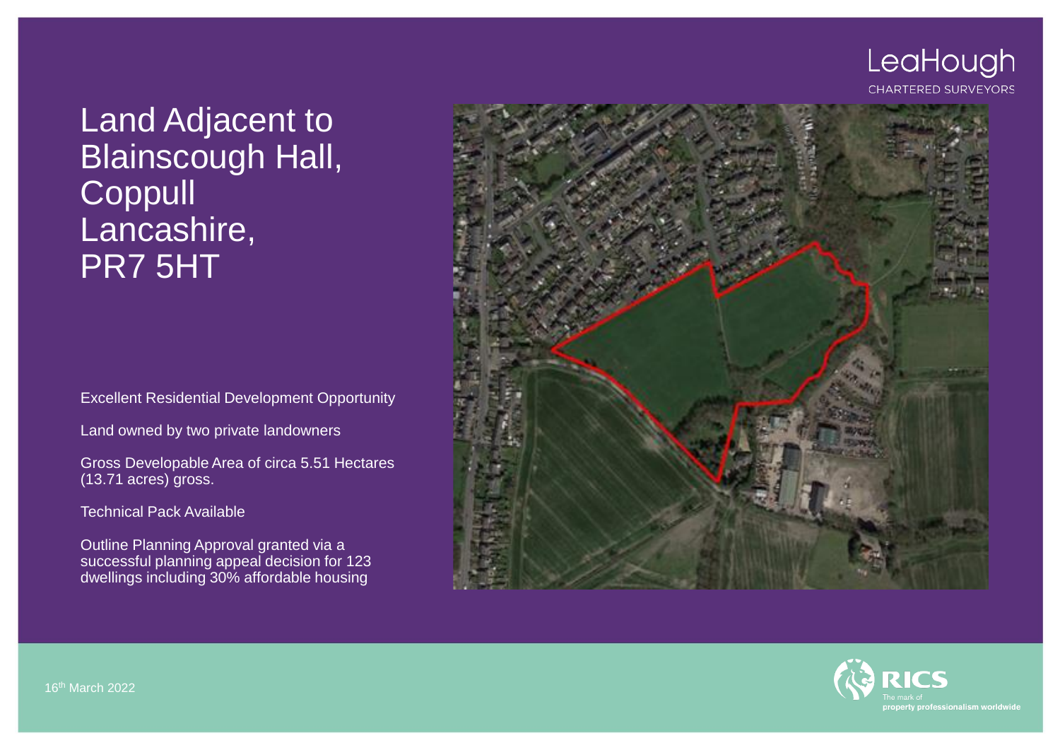LeaHough
CHARTERED SURVEYORS

# Land Adjacent to Blainscough Hall, Coppull Lancashire, PR7 5HT

Excellent Residential Development Opportunity

Land owned by two private landowners

Gross Developable Area of circa 5.51 Hectares (13.71 acres) gross.

Technical Pack Available

Outline Planning Approval granted via a successful planning appeal decision for 123 dwellings including 30% affordable housing

16th March 2022

RICS
The mark of property professionalism worldwide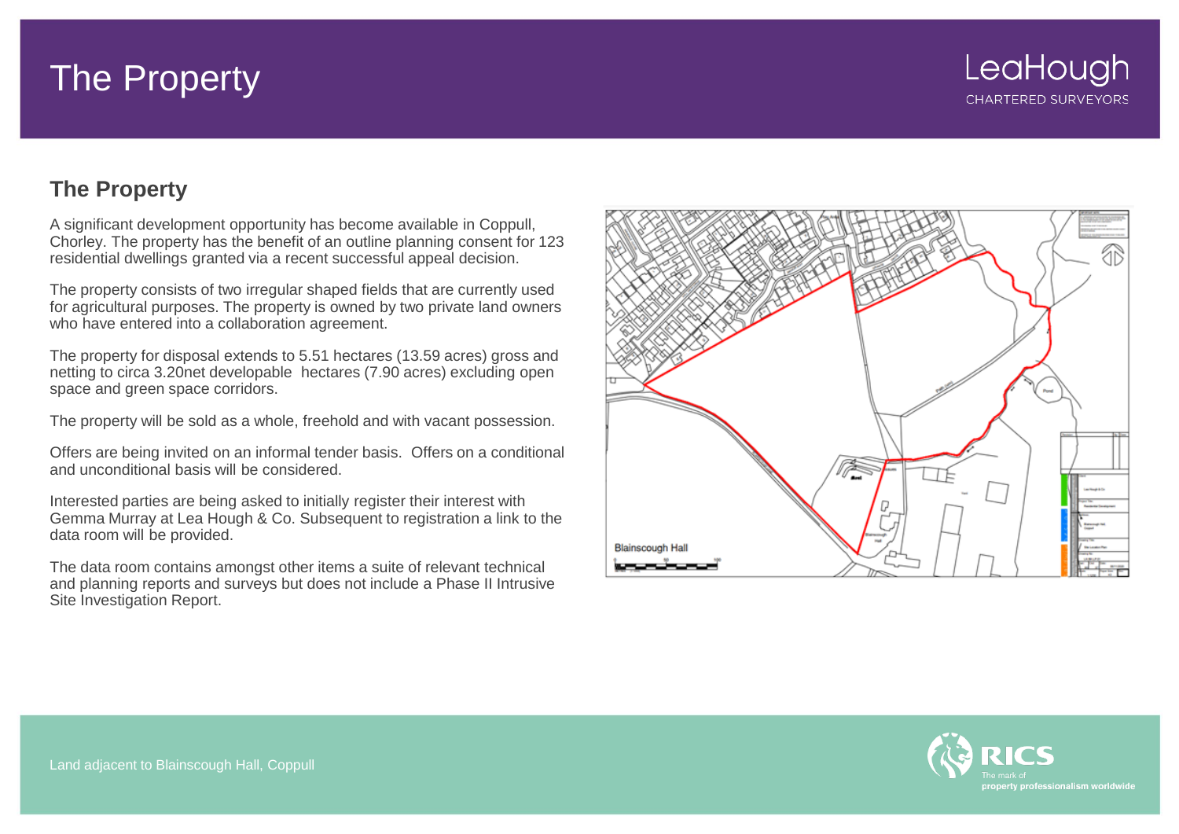# The Property

## The Property

A significant development opportunity has become available in Coppull, Chorley. The property has the benefit of an outline planning consent for 123 residential dwellings granted via a recent successful appeal decision.

The property consists of two irregular shaped fields that are currently used for agricultural purposes. The property is owned by two private land owners who have entered into a collaboration agreement.

The property for disposal extends to 5.51 hectares (13.59 acres) gross and netting to circa 3.20net developable hectares (7.90 acres) excluding open space and green space corridors.

The property will be sold as a whole, freehold and with vacant possession.

Offers are being invited on an informal tender basis. Offers on a conditional and unconditional basis will be considered.

Interested parties are being asked to initially register their interest with Gemma Murray at Lea Hough & Co. Subsequent to registration a link to the data room will be provided.

The data room contains amongst other items a suite of relevant technical and planning reports and surveys but does not include a Phase II Intrusive Site Investigation Report.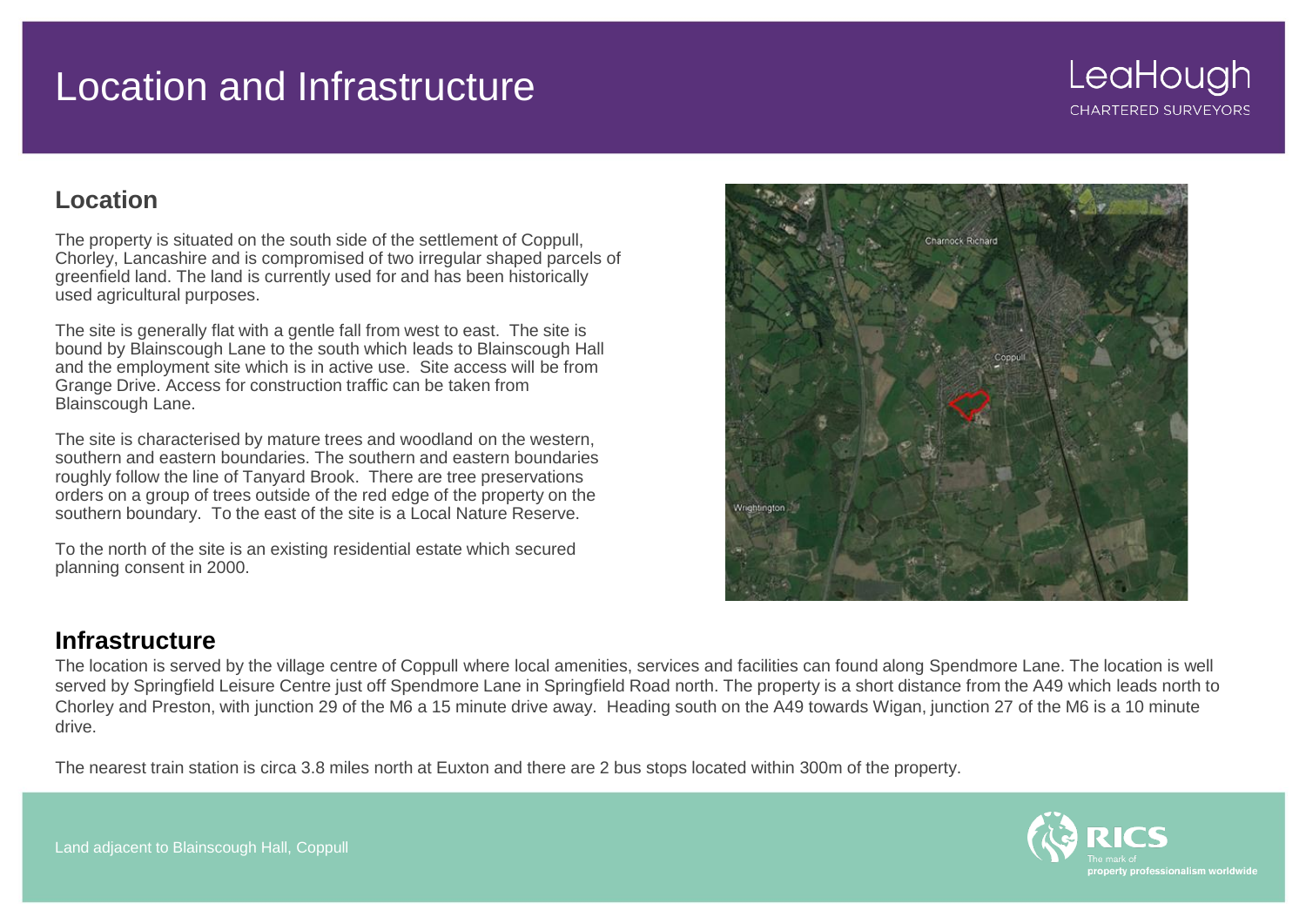# Location and Infrastructure

## Location

The property is situated on the south side of the settlement of Coppull, Chorley, Lancashire and is compromised of two irregular shaped parcels of greenfield land. The land is currently used for and has been historically used agricultural purposes.

The site is generally flat with a gentle fall from west to east. The site is bound by Blainscough Lane to the south which leads to Blainscough Hall and the employment site which is in active use. Site access will be from Grange Drive. Access for construction traffic can be taken from Blainscough Lane.

The site is characterised by mature trees and woodland on the western, southern and eastern boundaries. The southern and eastern boundaries roughly follow the line of Tanyard Brook. There are tree preservations orders on a group of trees outside of the red edge of the property on the southern boundary. To the east of the site is a Local Nature Reserve.

To the north of the site is an existing residential estate which secured planning consent in 2000.

## Infrastructure

The location is served by the village centre of Coppull where local amenities, services and facilities can found along Spendmore Lane. The location is well served by Springfield Leisure Centre just off Spendmore Lane in Springfield Road north. The property is a short distance from the A49 which leads north to Chorley and Preston, with junction 29 of the M6 a 15 minute drive away. Heading south on the A49 towards Wigan, junction 27 of the M6 is a 10 minute drive.

The nearest train station is circa 3.8 miles north at Euxton and there are 2 bus stops located within 300m of the property.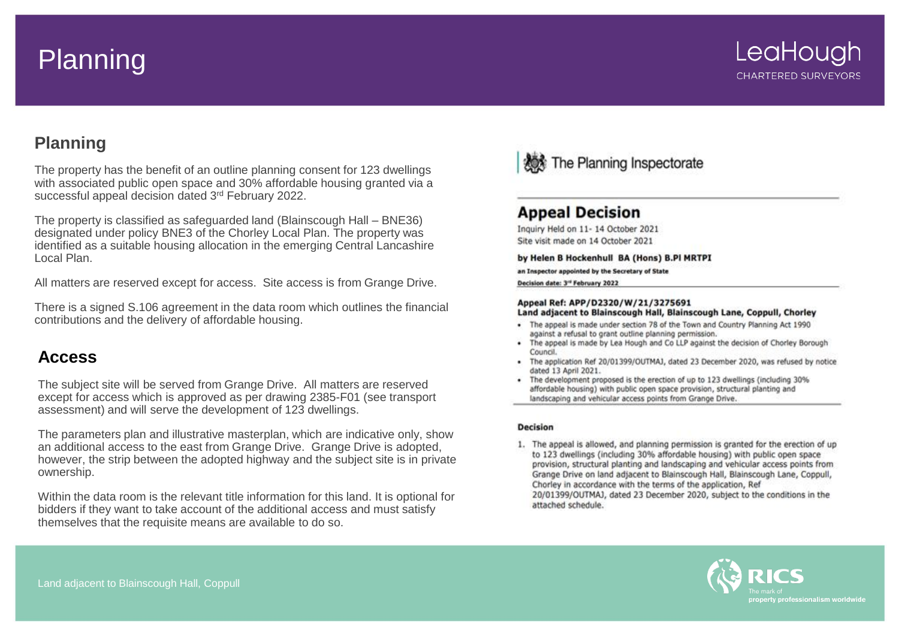# Planning

## Planning

The property has the benefit of an outline planning consent for 123 dwellings with associated public open space and 30% affordable housing granted via a successful appeal decision dated 3rd February 2022.

The property is classified as safeguarded land (Blainscough Hall – BNE36) designated under policy BNE3 of the Chorley Local Plan. The property was identified as a suitable housing allocation in the emerging Central Lancashire Local Plan.

All matters are reserved except for access. Site access is from Grange Drive.

There is a signed S.106 agreement in the data room which outlines the financial contributions and the delivery of affordable housing.

## Access

The subject site will be served from Grange Drive. All matters are reserved except for access which is approved as per drawing 2385-F01 (see transport assessment) and will serve the development of 123 dwellings.

The parameters plan and illustrative masterplan, which are indicative only, show an additional access to the east from Grange Drive. Grange Drive is adopted, however, the strip between the adopted highway and the subject site is in private ownership.

Within the data room is the relevant title information for this land. It is optional for bidders if they want to take account of the additional access and must satisfy themselves that the requisite means are available to do so.

The Planning Inspectorate

### Appeal Decision

Inquiry Held on 11- 14 October 2021
Site visit made on 14 October 2021

**by Helen B Hockenhull BA (Hons) B.Pl MRTPI**

**an Inspector appointed by the Secretary of State**

**Decision date: 3rd February 2022**

**Appeal Ref: APP/D2320/W/21/3275691**
**Land adjacent to Blainscough Hall, Blainscough Lane, Coppull, Chorley**

- The appeal is made under section 78 of the Town and Country Planning Act 1990 against a refusal to grant outline planning permission.
- The appeal is made by Lea Hough and Co LLP against the decision of Chorley Borough Council.
- The application Ref 20/01399/OUTMAJ, dated 23 December 2020, was refused by notice dated 13 April 2021.
- The development proposed is the erection of up to 123 dwellings (including 30% affordable housing) with public open space provision, structural planting and landscaping and vehicular access points from Grange Drive.

**Decision**

1. The appeal is allowed, and planning permission is granted for the erection of up to 123 dwellings (including 30% affordable housing) with public open space provision, structural planting and landscaping and vehicular access points from Grange Drive on land adjacent to Blainscough Hall, Blainscough Lane, Coppull, Chorley in accordance with the terms of the application, Ref 20/01399/OUTMAJ, dated 23 December 2020, subject to the conditions in the attached schedule.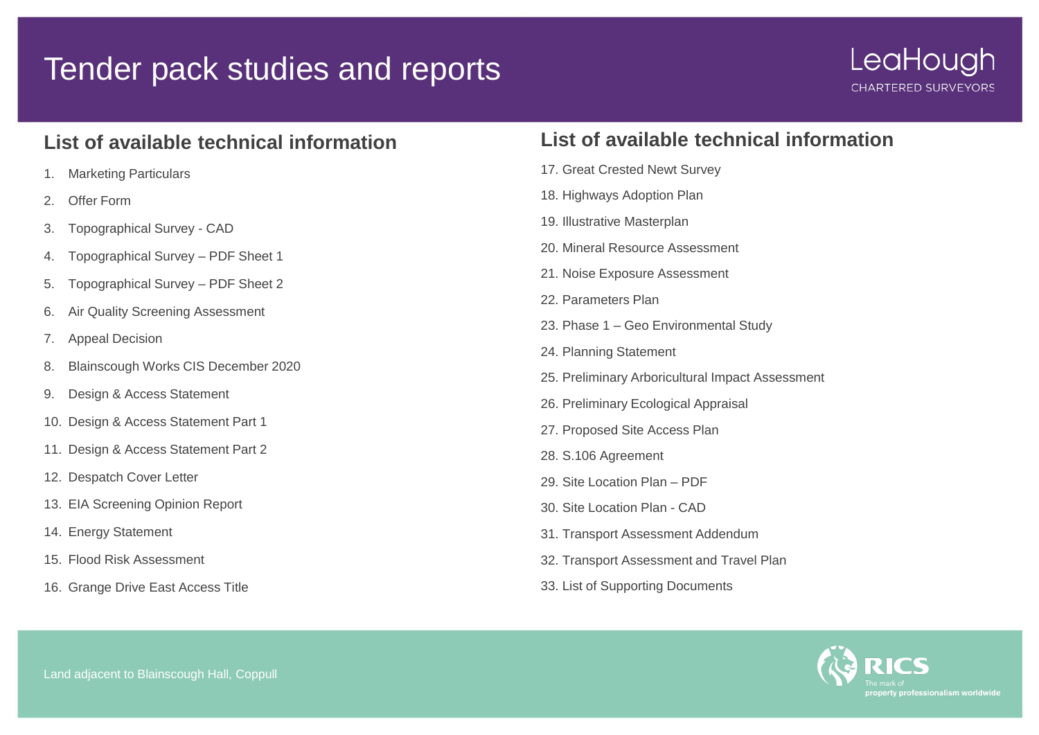# Tender pack studies and reports

LeaHough
CHARTERED SURVEYORS

## List of available technical information

1. Marketing Particulars
2. Offer Form
3. Topographical Survey - CAD
4. Topographical Survey – PDF Sheet 1
5. Topographical Survey – PDF Sheet 2
6. Air Quality Screening Assessment
7. Appeal Decision
8. Blainscough Works CIS December 2020
9. Design & Access Statement
10. Design & Access Statement Part 1
11. Design & Access Statement Part 2
12. Despatch Cover Letter
13. EIA Screening Opinion Report
14. Energy Statement
15. Flood Risk Assessment
16. Grange Drive East Access Title

## List of available technical information

17. Great Crested Newt Survey
18. Highways Adoption Plan
19. Illustrative Masterplan
20. Mineral Resource Assessment
21. Noise Exposure Assessment
22. Parameters Plan
23. Phase 1 – Geo Environmental Study
24. Planning Statement
25. Preliminary Arboricultural Impact Assessment
26. Preliminary Ecological Appraisal
27. Proposed Site Access Plan
28. S.106 Agreement
29. Site Location Plan – PDF
30. Site Location Plan - CAD
31. Transport Assessment Addendum
32. Transport Assessment and Travel Plan
33. List of Supporting Documents

Land adjacent to Blainscough Hall, Coppull

RICS
The mark of
property professionalism worldwide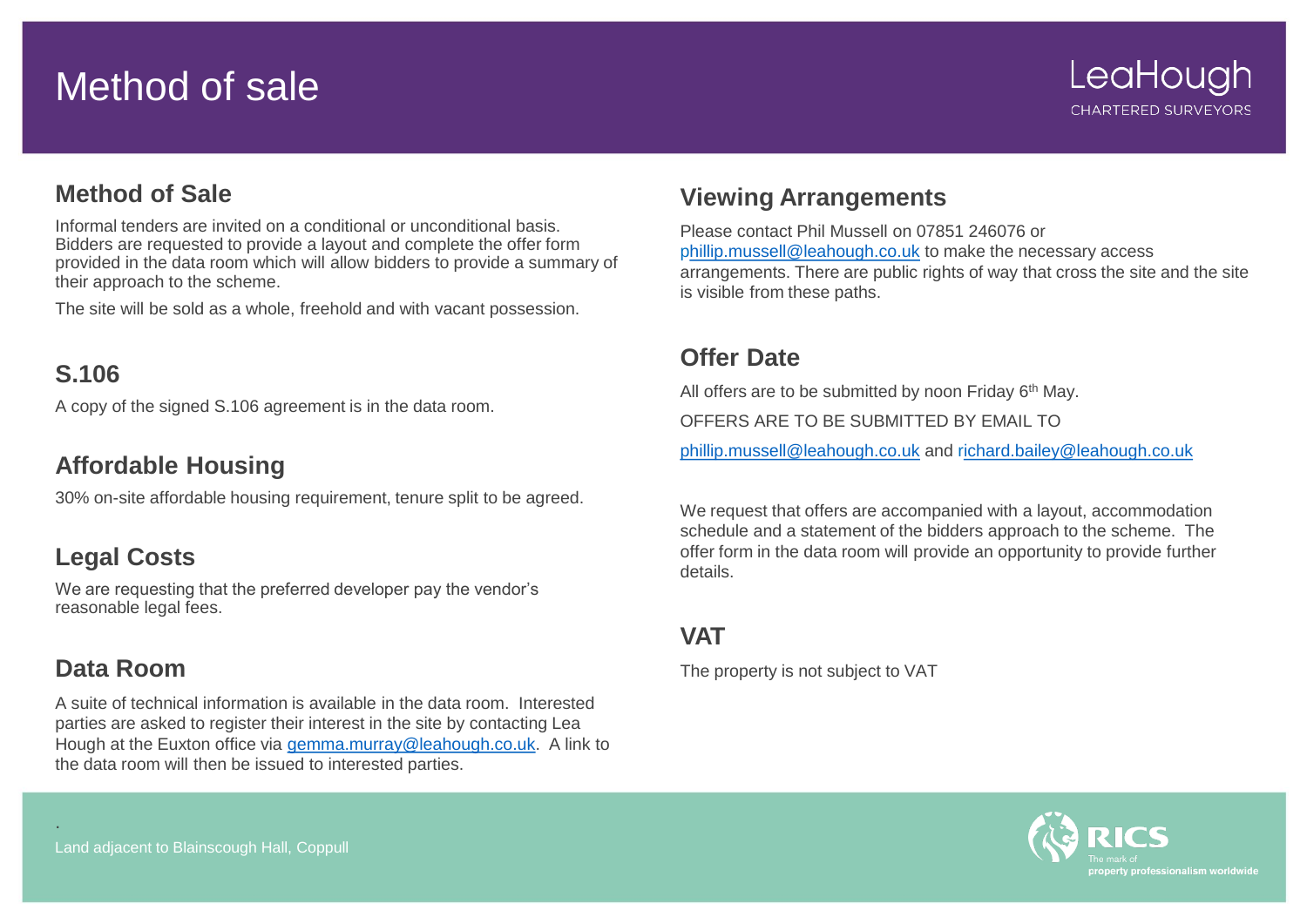# Method of sale

## Method of Sale

Informal tenders are invited on a conditional or unconditional basis. Bidders are requested to provide a layout and complete the offer form provided in the data room which will allow bidders to provide a summary of their approach to the scheme.

The site will be sold as a whole, freehold and with vacant possession.

## S.106

A copy of the signed S.106 agreement is in the data room.

## Affordable Housing

30% on-site affordable housing requirement, tenure split to be agreed.

## Legal Costs

We are requesting that the preferred developer pay the vendor's reasonable legal fees.

## Data Room

A suite of technical information is available in the data room. Interested parties are asked to register their interest in the site by contacting Lea Hough at the Euxton office via gemma.murray@leahough.co.uk. A link to the data room will then be issued to interested parties.

## Viewing Arrangements

Please contact Phil Mussell on 07851 246076 or phillip.mussell@leahough.co.uk to make the necessary access arrangements. There are public rights of way that cross the site and the site is visible from these paths.

## Offer Date

All offers are to be submitted by noon Friday 6th May.

OFFERS ARE TO BE SUBMITTED BY EMAIL TO

phillip.mussell@leahough.co.uk and richard.bailey@leahough.co.uk

We request that offers are accompanied with a layout, accommodation schedule and a statement of the bidders approach to the scheme. The offer form in the data room will provide an opportunity to provide further details.

## VAT

The property is not subject to VAT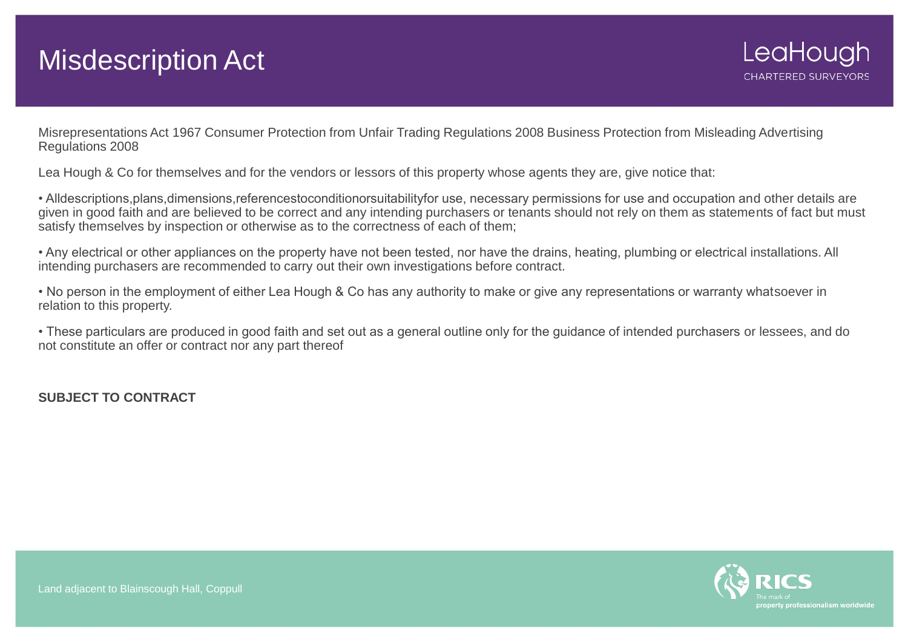# Misdescription Act

Misrepresentations Act 1967 Consumer Protection from Unfair Trading Regulations 2008 Business Protection from Misleading Advertising Regulations 2008

Lea Hough & Co for themselves and for the vendors or lessors of this property whose agents they are, give notice that:

• Alldescriptions,plans,dimensions,referencestoconditionorsuitabilityfor use, necessary permissions for use and occupation and other details are given in good faith and are believed to be correct and any intending purchasers or tenants should not rely on them as statements of fact but must satisfy themselves by inspection or otherwise as to the correctness of each of them;

• Any electrical or other appliances on the property have not been tested, nor have the drains, heating, plumbing or electrical installations. All intending purchasers are recommended to carry out their own investigations before contract.

• No person in the employment of either Lea Hough & Co has any authority to make or give any representations or warranty whatsoever in relation to this property.

• These particulars are produced in good faith and set out as a general outline only for the guidance of intended purchasers or lessees, and do not constitute an offer or contract nor any part thereof

**SUBJECT TO CONTRACT**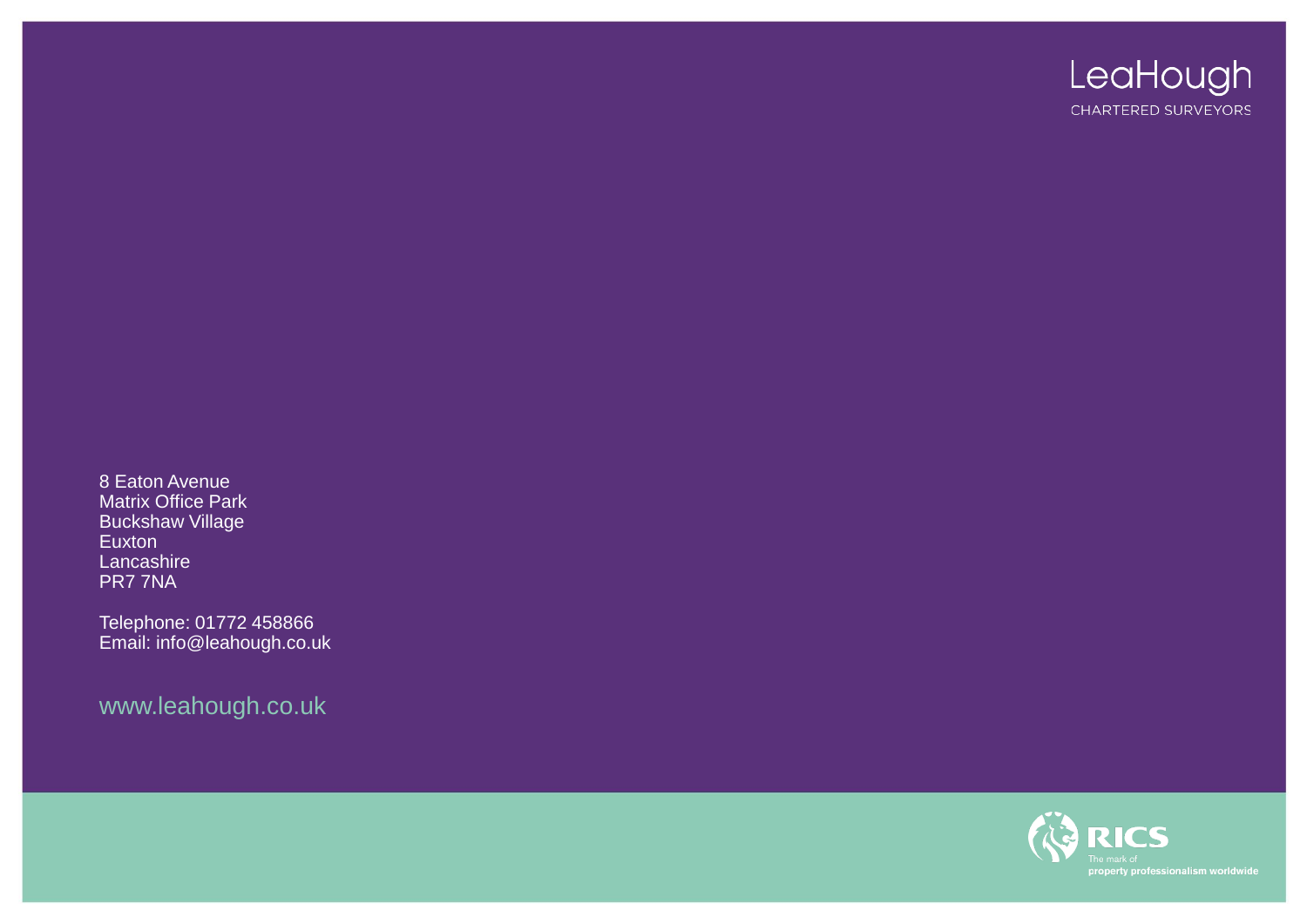LeaHough

CHARTERED SURVEYORS

8 Eaton Avenue
Matrix Office Park
Buckshaw Village
Euxton
Lancashire
PR7 7NA

Telephone: 01772 458866
Email: info@leahough.co.uk

www.leahough.co.uk

RICS

The mark of
property professionalism worldwide